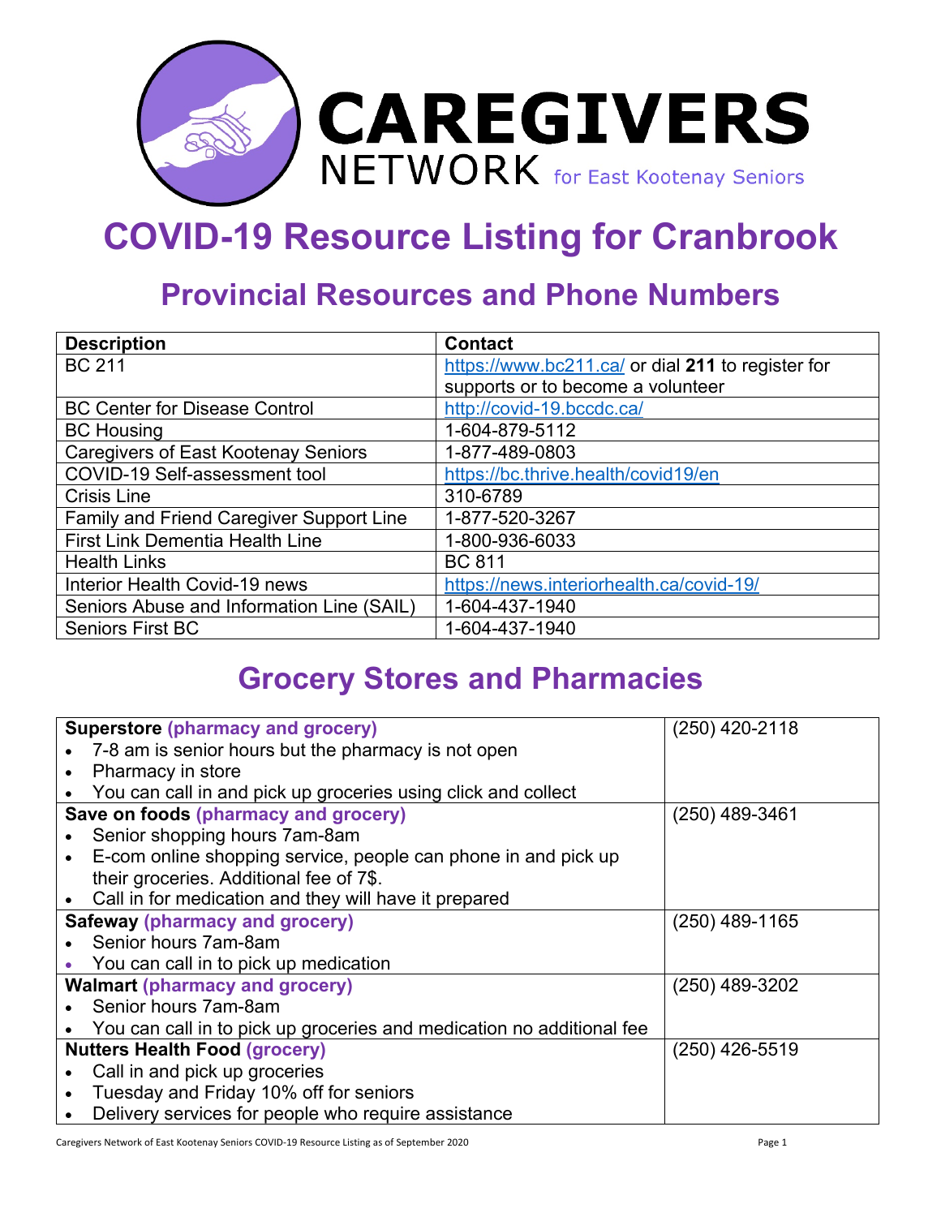CAREGIVERS NETWORK for East Kootenay Seniors

# COVID-19 Resource Listing for Cranbrook

## Provincial Resources and Phone Numbers

| Description | Contact |
|---|---|
| BC 211 | https://www.bc211.ca/ or dial **211** to register for supports or to become a volunteer |
| BC Center for Disease Control | http://covid-19.bccdc.ca/ |
| BC Housing | 1-604-879-5112 |
| Caregivers of East Kootenay Seniors | 1-877-489-0803 |
| COVID-19 Self-assessment tool | https://bc.thrive.health/covid19/en |
| Crisis Line | 310-6789 |
| Family and Friend Caregiver Support Line | 1-877-520-3267 |
| First Link Dementia Health Line | 1-800-936-6033 |
| Health Links | BC 811 |
| Interior Health Covid-19 news | https://news.interiorhealth.ca/covid-19/ |
| Seniors Abuse and Information Line (SAIL) | 1-604-437-1940 |
| Seniors First BC | 1-604-437-1940 |

## Grocery Stores and Pharmacies

| Store | Phone |
|---|---|
| **Superstore** (pharmacy and grocery)<br>• 7-8 am is senior hours but the pharmacy is not open<br>• Pharmacy in store<br>• You can call in and pick up groceries using click and collect | (250) 420-2118 |
| **Save on foods** (pharmacy and grocery)<br>• Senior shopping hours 7am-8am<br>• E-com online shopping service, people can phone in and pick up their groceries. Additional fee of 7$.<br>• Call in for medication and they will have it prepared | (250) 489-3461 |
| **Safeway** (pharmacy and grocery)<br>• Senior hours 7am-8am<br>• You can call in to pick up medication | (250) 489-1165 |
| **Walmart** (pharmacy and grocery)<br>• Senior hours 7am-8am<br>• You can call in to pick up groceries and medication no additional fee | (250) 489-3202 |
| **Nutters Health Food** (grocery)<br>• Call in and pick up groceries<br>• Tuesday and Friday 10% off for seniors<br>• Delivery services for people who require assistance | (250) 426-5519 |

Caregivers Network of East Kootenay Seniors COVID-19 Resource Listing as of September 2020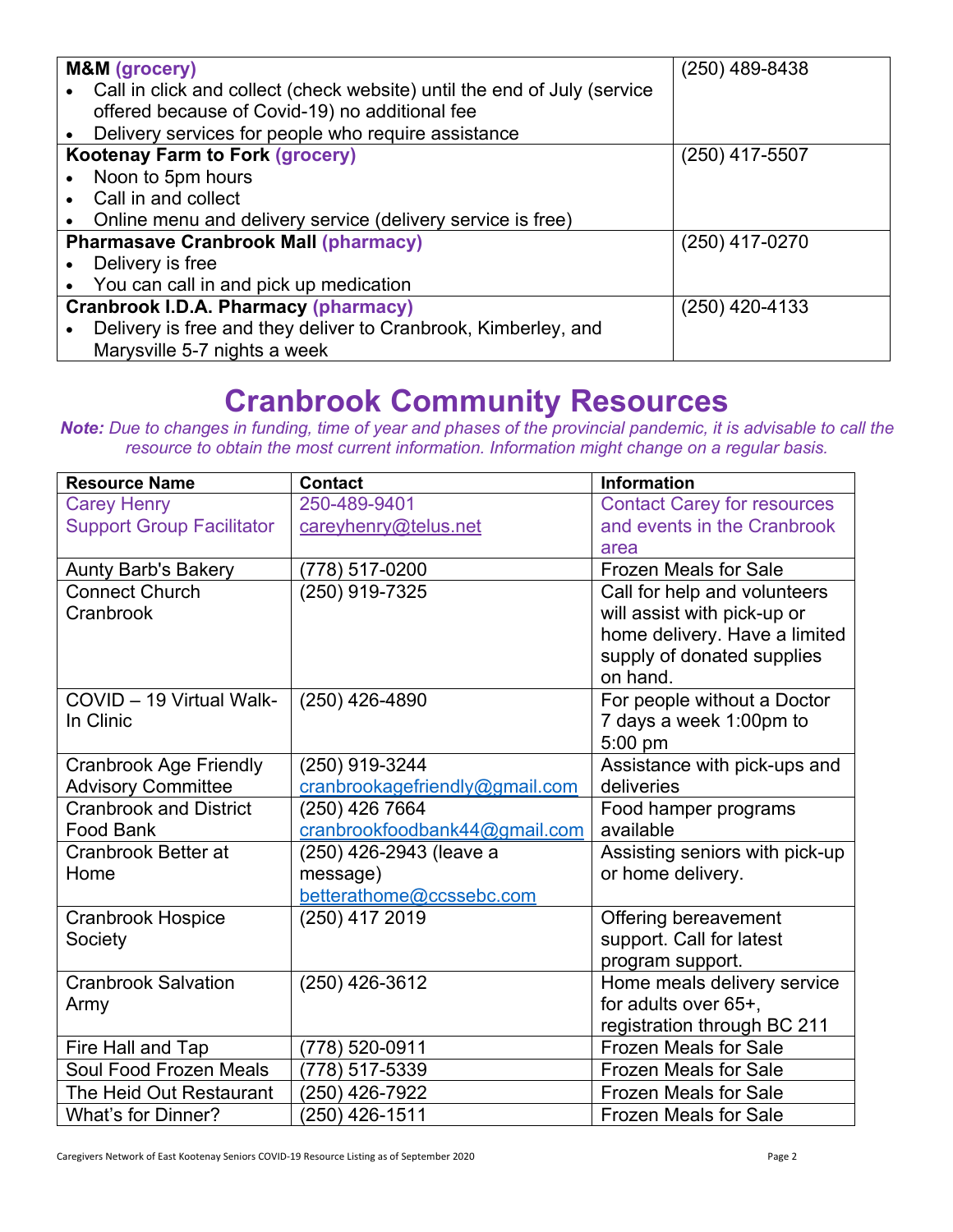| | |
|---|---|
| **M&M (grocery)**<br>• Call in click and collect (check website) until the end of July (service offered because of Covid-19) no additional fee<br>• Delivery services for people who require assistance | (250) 489-8438 |
| **Kootenay Farm to Fork (grocery)**<br>• Noon to 5pm hours<br>• Call in and collect<br>• Online menu and delivery service (delivery service is free) | (250) 417-5507 |
| **Pharmasave Cranbrook Mall (pharmacy)**<br>• Delivery is free<br>• You can call in and pick up medication | (250) 417-0270 |
| **Cranbrook I.D.A. Pharmacy (pharmacy)**<br>• Delivery is free and they deliver to Cranbrook, Kimberley, and Marysville 5-7 nights a week | (250) 420-4133 |

# Cranbrook Community Resources

***Note:*** *Due to changes in funding, time of year and phases of the provincial pandemic, it is advisable to call the resource to obtain the most current information. Information might change on a regular basis.*

| **Resource Name** | **Contact** | **Information** |
|---|---|---|
| Carey Henry<br>Support Group Facilitator | 250-489-9401<br>careyhenry@telus.net | Contact Carey for resources and events in the Cranbrook area |
| Aunty Barb's Bakery | (778) 517-0200 | Frozen Meals for Sale |
| Connect Church Cranbrook | (250) 919-7325 | Call for help and volunteers will assist with pick-up or home delivery. Have a limited supply of donated supplies on hand. |
| COVID – 19 Virtual Walk-In Clinic | (250) 426-4890 | For people without a Doctor 7 days a week 1:00pm to 5:00 pm |
| Cranbrook Age Friendly Advisory Committee | (250) 919-3244<br>cranbrookagefriendly@gmail.com | Assistance with pick-ups and deliveries |
| Cranbrook and District Food Bank | (250) 426 7664<br>cranbrookfoodbank44@gmail.com | Food hamper programs available |
| Cranbrook Better at Home | (250) 426-2943 (leave a message)<br>betterathome@ccssebc.com | Assisting seniors with pick-up or home delivery. |
| Cranbrook Hospice Society | (250) 417 2019 | Offering bereavement support. Call for latest program support. |
| Cranbrook Salvation Army | (250) 426-3612 | Home meals delivery service for adults over 65+, registration through BC 211 |
| Fire Hall and Tap | (778) 520-0911 | Frozen Meals for Sale |
| Soul Food Frozen Meals | (778) 517-5339 | Frozen Meals for Sale |
| The Heid Out Restaurant | (250) 426-7922 | Frozen Meals for Sale |
| What's for Dinner? | (250) 426-1511 | Frozen Meals for Sale |